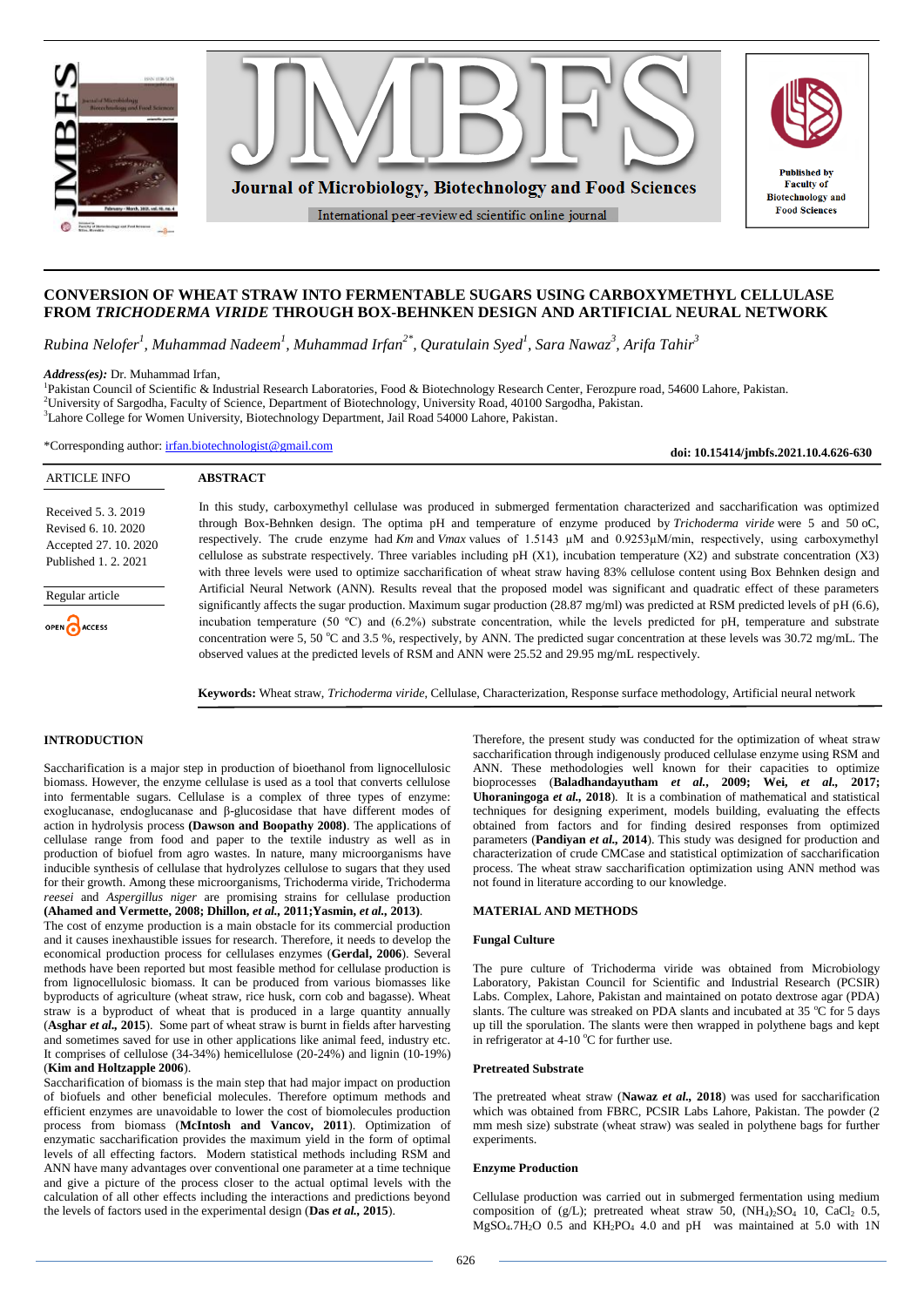# CONVERSION OF WHEAT STRAW INTO FERMENTABLE SUGARS USING CARBOXYMETHYL CELLULASE FROM *TRICHODERMA VIRIDE* THROUGH BOX-BEHNKEN DESIGN AND ARTIFICIAL NEURAL NETWORK

*Rubina Nelofer[1], Muhammad Nadeem[1], Muhammad Irfan[2*], Quratulain Syed[1], Sara Nawaz[3], Arifa Tahir[3]*

***Address(es):*** Dr. Muhammad Irfan,

[1]Pakistan Council of Scientific & Industrial Research Laboratories, Food & Biotechnology Research Center, Ferozpure road, 54600 Lahore, Pakistan.
[2]University of Sargodha, Faculty of Science, Department of Biotechnology, University Road, 40100 Sargodha, Pakistan.
[3]Lahore College for Women University, Biotechnology Department, Jail Road 54000 Lahore, Pakistan.

*Corresponding author: irfan.biotechnologist@gmail.com

**doi: 10.15414/jmbfs.2021.10.4.626-630**

ARTICLE INFO

Received 5. 3. 2019
Revised 6. 10. 2020
Accepted 27. 10. 2020
Published 1. 2. 2021

Regular article

## ABSTRACT

In this study, carboxymethyl cellulase was produced in submerged fermentation characterized and saccharification was optimized through Box-Behnken design. The optima pH and temperature of enzyme produced by *Trichoderma viride* were 5 and 50 oC, respectively. The crude enzyme had *Km* and *Vmax* values of 1.5143 µM and 0.9253µM/min, respectively, using carboxymethyl cellulose as substrate respectively. Three variables including pH (X1), incubation temperature (X2) and substrate concentration (X3) with three levels were used to optimize saccharification of wheat straw having 83% cellulose content using Box Behnken design and Artificial Neural Network (ANN). Results reveal that the proposed model was significant and quadratic effect of these parameters significantly affects the sugar production. Maximum sugar production (28.87 mg/ml) was predicted at RSM predicted levels of pH (6.6), incubation temperature (50 ºC) and (6.2%) substrate concentration, while the levels predicted for pH, temperature and substrate concentration were 5, 50 °C and 3.5 %, respectively, by ANN. The predicted sugar concentration at these levels was 30.72 mg/mL. The observed values at the predicted levels of RSM and ANN were 25.52 and 29.95 mg/mL respectively.

**Keywords:** Wheat straw, *Trichoderma viride*, Cellulase, Characterization, Response surface methodology, Artificial neural network

## INTRODUCTION

Saccharification is a major step in production of bioethanol from lignocellulosic biomass. However, the enzyme cellulase is used as a tool that converts cellulose into fermentable sugars. Cellulase is a complex of three types of enzyme: exoglucanase, endoglucanase and β-glucosidase that have different modes of action in hydrolysis process **(Dawson and Boopathy 2008)**. The applications of cellulase range from food and paper to the textile industry as well as in production of biofuel from agro wastes. In nature, many microorganisms have inducible synthesis of cellulase that hydrolyzes cellulose to sugars that they used for their growth. Among these microorganisms, Trichoderma viride, Trichoderma *reesei* and *Aspergillus niger* are promising strains for cellulase production **(Ahamed and Vermette, 2008; Dhillon, *et al.*, 2011;Yasmin, *et al.*, 2013)**.

The cost of enzyme production is a main obstacle for its commercial production and it causes inexhaustible issues for research. Therefore, it needs to develop the economical production process for cellulases enzymes (**Gerdal, 2006**). Several methods have been reported but most feasible method for cellulase production is from lignocellulosic biomass. It can be produced from various biomasses like byproducts of agriculture (wheat straw, rice husk, corn cob and bagasse). Wheat straw is a byproduct of wheat that is produced in a large quantity annually (**Asghar *et al.*, 2015**). Some part of wheat straw is burnt in fields after harvesting and sometimes saved for use in other applications like animal feed, industry etc. It comprises of cellulose (34-34%) hemicellulose (20-24%) and lignin (10-19%) (**Kim and Holtzapple 2006**).

Saccharification of biomass is the main step that had major impact on production of biofuels and other beneficial molecules. Therefore optimum methods and efficient enzymes are unavoidable to lower the cost of biomolecules production process from biomass (**McIntosh and Vancov, 2011**). Optimization of enzymatic saccharification provides the maximum yield in the form of optimal levels of all effecting factors. Modern statistical methods including RSM and ANN have many advantages over conventional one parameter at a time technique and give a picture of the process closer to the actual optimal levels with the calculation of all other effects including the interactions and predictions beyond the levels of factors used in the experimental design (**Das *et al.*, 2015**).

Therefore, the present study was conducted for the optimization of wheat straw saccharification through indigenously produced cellulase enzyme using RSM and ANN. These methodologies well known for their capacities to optimize bioprocesses (**Baladhandayutham *et al.*, 2009; Wei, *et al.*, 2017; Uhoraningoga *et al.*, 2018**). It is a combination of mathematical and statistical techniques for designing experiment, models building, evaluating the effects obtained from factors and for finding desired responses from optimized parameters (**Pandiyan *et al.*, 2014**). This study was designed for production and characterization of crude CMCase and statistical optimization of saccharification process. The wheat straw saccharification optimization using ANN method was not found in literature according to our knowledge.

## MATERIAL AND METHODS

### Fungal Culture

The pure culture of Trichoderma viride was obtained from Microbiology Laboratory, Pakistan Council for Scientific and Industrial Research (PCSIR) Labs. Complex, Lahore, Pakistan and maintained on potato dextrose agar (PDA) slants. The culture was streaked on PDA slants and incubated at 35 °C for 5 days up till the sporulation. The slants were then wrapped in polythene bags and kept in refrigerator at 4-10 °C for further use.

### Pretreated Substrate

The pretreated wheat straw (**Nawaz *et al.*, 2018**) was used for saccharification which was obtained from FBRC, PCSIR Labs Lahore, Pakistan. The powder (2 mm mesh size) substrate (wheat straw) was sealed in polythene bags for further experiments.

### Enzyme Production

Cellulase production was carried out in submerged fermentation using medium composition of (g/L); pretreated wheat straw 50, $(NH_4)_2SO_4$ 10, $CaCl_2$ 0.5, $MgSO_4.7H_2O$ 0.5 and $KH_2PO_4$ 4.0 and pH was maintained at 5.0 with 1N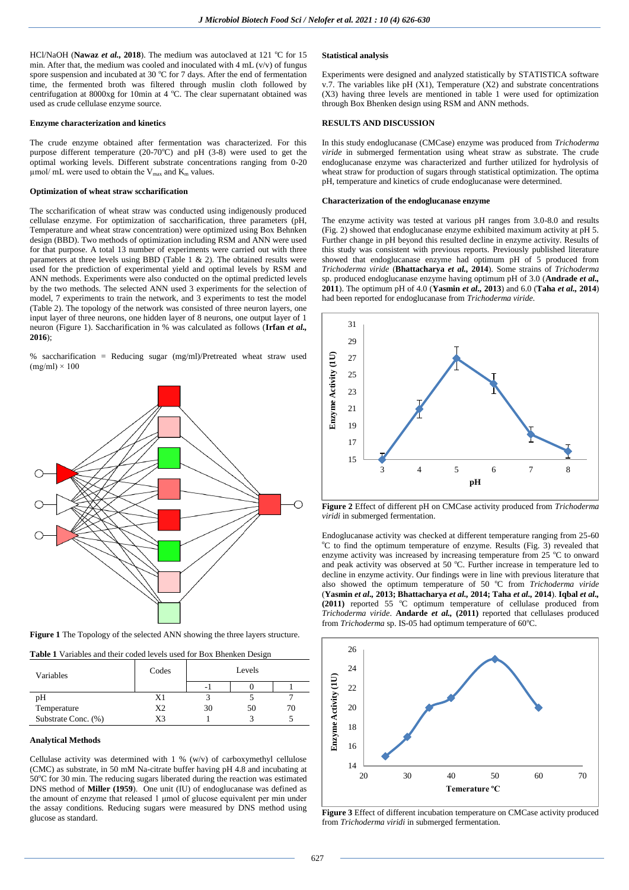HCl/NaOH (**Nawaz *et al.*, 2018**). The medium was autoclaved at 121 °C for 15 min. After that, the medium was cooled and inoculated with 4 mL (v/v) of fungus spore suspension and incubated at 30 °C for 7 days. After the end of fermentation time, the fermented broth was filtered through muslin cloth followed by centrifugation at 8000xg for 10min at 4 °C. The clear supernatant obtained was used as crude cellulase enzyme source.

**Enzyme characterization and kinetics**

The crude enzyme obtained after fermentation was characterized. For this purpose different temperature (20-70°C) and pH (3-8) were used to get the optimal working levels. Different substrate concentrations ranging from 0-20 µmol/ mL were used to obtain the $V_{max}$ and $K_m$ values.

**Optimization of wheat straw sccharification**

The sccharification of wheat straw was conducted using indigenously produced cellulase enzyme. For optimization of saccharification, three parameters (pH, Temperature and wheat straw concentration) were optimized using Box Behnken design (BBD). Two methods of optimization including RSM and ANN were used for that purpose. A total 13 number of experiments were carried out with three parameters at three levels using BBD (Table 1 & 2). The obtained results were used for the prediction of experimental yield and optimal levels by RSM and ANN methods. Experiments were also conducted on the optimal predicted levels by the two methods. The selected ANN used 3 experiments for the selection of model, 7 experiments to train the network, and 3 experiments to test the model (Table 2). The topology of the network was consisted of three neuron layers, one input layer of three neurons, one hidden layer of 8 neurons, one output layer of 1 neuron (Figure 1). Saccharification in % was calculated as follows (**Irfan *et al.*, 2016**);

% saccharification = Reducing sugar (mg/ml)/Pretreated wheat straw used (mg/ml) × 100

**Figure 1** The Topology of the selected ANN showing the three layers structure.

**Table 1** Variables and their coded levels used for Box Bhenken Design

| Variables | Codes | Levels | | |
|---|---|---|---|---|
| | | -1 | 0 | 1 |
| pH | X1 | 3 | 5 | 7 |
| Temperature | X2 | 30 | 50 | 70 |
| Substrate Conc. (%) | X3 | 1 | 3 | 5 |

**Analytical Methods**

Cellulase activity was determined with 1 % (w/v) of carboxymethyl cellulose (CMC) as substrate, in 50 mM Na-citrate buffer having pH 4.8 and incubating at 50°C for 30 min. The reducing sugars liberated during the reaction was estimated DNS method of **Miller (1959**). One unit (IU) of endoglucanase was defined as the amount of enzyme that released 1 µmol of glucose equivalent per min under the assay conditions. Reducing sugars were measured by DNS method using glucose as standard.

**Statistical analysis**

Experiments were designed and analyzed statistically by STATISTICA software v.7. The variables like pH (X1), Temperature (X2) and substrate concentrations (X3) having three levels are mentioned in table 1 were used for optimization through Box Bhenken design using RSM and ANN methods.

**RESULTS AND DISCUSSION**

In this study endoglucanase (CMCase) enzyme was produced from *Trichoderma viride* in submerged fermentation using wheat straw as substrate. The crude endoglucanase enzyme was characterized and further utilized for hydrolysis of wheat straw for production of sugars through statistical optimization. The optima pH, temperature and kinetics of crude endoglucanase were determined.

**Characterization of the endoglucanase enzyme**

The enzyme activity was tested at various pH ranges from 3.0-8.0 and results (Fig. 2) showed that endoglucanase enzyme exhibited maximum activity at pH 5. Further change in pH beyond this resulted decline in enzyme activity. Results of this study was consistent with previous reports. Previously published literature showed that endoglucanase enzyme had optimum pH of 5 produced from *Trichoderma viride* (**Bhattacharya *et al.*, 2014**). Some strains of *Trichoderma* sp. produced endoglucanase enzyme having optimum pH of 3.0 (**Andrade *et al.*, 2011**). The optimum pH of 4.0 (**Yasmin *et al.*, 2013**) and 6.0 (**Taha *et al.*, 2014**) had been reported for endoglucanase from *Trichoderma viride.*

**Figure 2** Effect of different pH on CMCase activity produced from *Trichoderma viridi* in submerged fermentation.

Endoglucanase activity was checked at different temperature ranging from 25-60 °C to find the optimum temperature of enzyme. Results (Fig. 3) revealed that enzyme activity was increased by increasing temperature from 25 °C to onward and peak activity was observed at 50 °C. Further increase in temperature led to decline in enzyme activity. Our findings were in line with previous literature that also showed the optimum temperature of 50 °C from *Trichoderma viride* (**Yasmin *et al.*, 2013; Bhattacharya *et al.*, 2014; Taha *et al.*, 2014**). **Iqbal *et al.*, (2011)** reported 55 °C optimum temperature of cellulase produced from *Trichoderma viride*. **Andarde *et al.*, (2011)** reported that cellulases produced from *Trichoderma* sp. IS-05 had optimum temperature of 60°C.

**Figure 3** Effect of different incubation temperature on CMCase activity produced from *Trichoderma viridi* in submerged fermentation.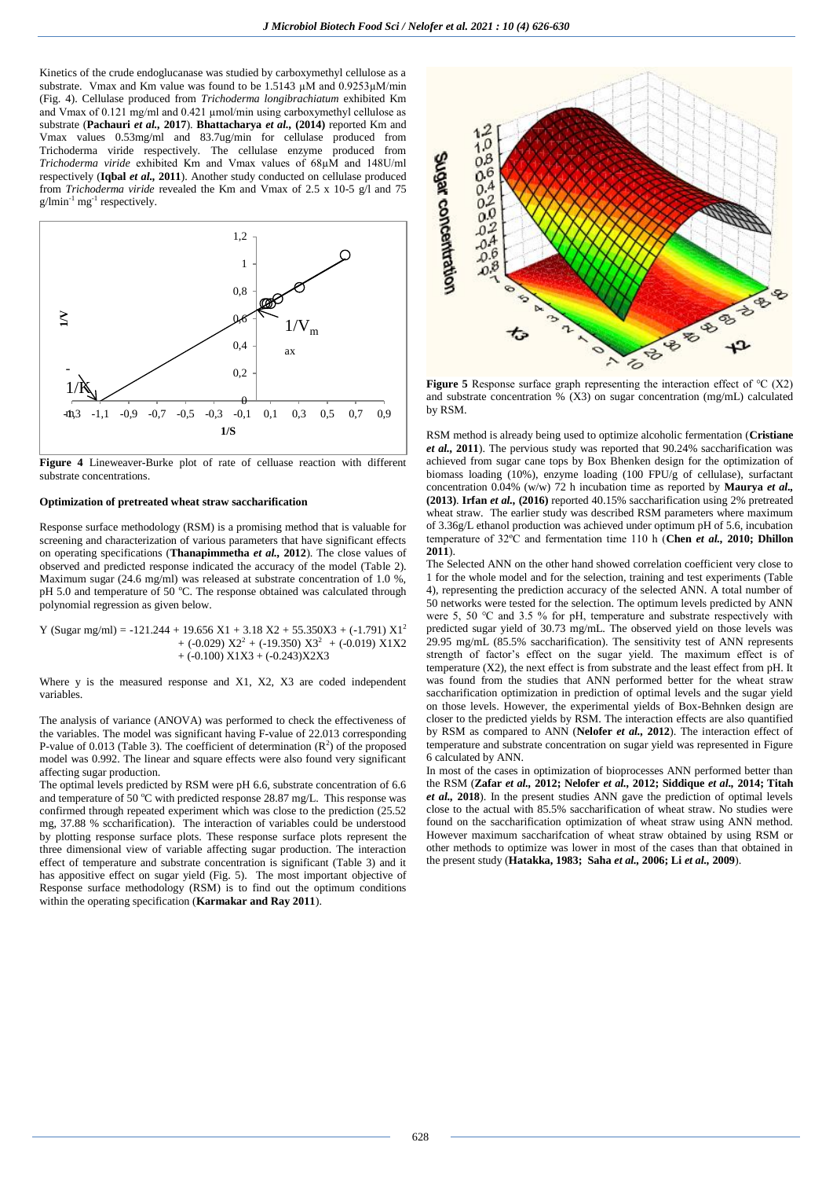Kinetics of the crude endoglucanase was studied by carboxymethyl cellulose as a substrate. Vmax and Km value was found to be 1.5143 µM and 0.9253µM/min (Fig. 4). Cellulase produced from *Trichoderma longibrachiatum* exhibited Km and Vmax of 0.121 mg/ml and 0.421 µmol/min using carboxymethyl cellulose as substrate (**Pachauri *et al.,* 2017**). **Bhattacharya *et al.,* (2014)** reported Km and Vmax values 0.53mg/ml and 83.7ug/min for cellulase produced from Trichoderma viride respectively. The cellulase enzyme produced from *Trichoderma viride* exhibited Km and Vmax values of 68µM and 148U/ml respectively (**Iqbal *et al.,* 2011**). Another study conducted on cellulase produced from *Trichoderma viride* revealed the Km and Vmax of 2.5 x 10-5 g/l and 75 $g/lmin^{-1}$ $mg^{-1}$ respectively.

**Figure 4** Lineweaver-Burke plot of rate of celluase reaction with different substrate concentrations.

### Optimization of pretreated wheat straw saccharification

Response surface methodology (RSM) is a promising method that is valuable for screening and characterization of various parameters that have significant effects on operating specifications (**Thanapimmetha *et al.,* 2012**). The close values of observed and predicted response indicated the accuracy of the model (Table 2). Maximum sugar (24.6 mg/ml) was released at substrate concentration of 1.0 %, pH 5.0 and temperature of 50 ºC. The response obtained was calculated through polynomial regression as given below.

$$Y \text{ (Sugar mg/ml)} = -121.244 + 19.656\ X1 + 3.18\ X2 + 55.350X3 + (-1.791)\ X1^2 + (-0.029)\ X2^2 + (-19.350)\ X3^2 + (-0.019)\ X1X2 + (-0.100)\ X1X3 + (-0.243)X2X3$$

Where y is the measured response and X1, X2, X3 are coded independent variables.

The analysis of variance (ANOVA) was performed to check the effectiveness of the variables. The model was significant having F-value of 22.013 corresponding P-value of 0.013 (Table 3). The coefficient of determination ($R^2$) of the proposed model was 0.992. The linear and square effects were also found very significant affecting sugar production.

The optimal levels predicted by RSM were pH 6.6, substrate concentration of 6.6 and temperature of 50 ºC with predicted response 28.87 mg/L. This response was confirmed through repeated experiment which was close to the prediction (25.52 mg, 37.88 % sccharification). The interaction of variables could be understood by plotting response surface plots. These response surface plots represent the three dimensional view of variable affecting sugar production. The interaction effect of temperature and substrate concentration is significant (Table 3) and it has appositive effect on sugar yield (Fig. 5). The most important objective of Response surface methodology (RSM) is to find out the optimum conditions within the operating specification (**Karmakar and Ray 2011**).

**Figure 5** Response surface graph representing the interaction effect of ºC (X2) and substrate concentration % (X3) on sugar concentration (mg/mL) calculated by RSM.

RSM method is already being used to optimize alcoholic fermentation (**Cristiane *et al.,* 2011**). The pervious study was reported that 90.24% saccharification was achieved from sugar cane tops by Box Bhenken design for the optimization of biomass loading (10%), enzyme loading (100 FPU/g of cellulase), surfactant concentration 0.04% (w/w) 72 h incubation time as reported by **Maurya *et al.,* (2013)**. **Irfan *et al.,* (2016)** reported 40.15% saccharification using 2% pretreated wheat straw. The earlier study was described RSM parameters where maximum of 3.36g/L ethanol production was achieved under optimum pH of 5.6, incubation temperature of 32ºC and fermentation time 110 h (**Chen *et al.,* 2010; Dhillon 2011**).

The Selected ANN on the other hand showed correlation coefficient very close to 1 for the whole model and for the selection, training and test experiments (Table 4), representing the prediction accuracy of the selected ANN. A total number of 50 networks were tested for the selection. The optimum levels predicted by ANN were 5, 50 ºC and 3.5 % for pH, temperature and substrate respectively with predicted sugar yield of 30.73 mg/mL. The observed yield on those levels was 29.95 mg/mL (85.5% saccharification). The sensitivity test of ANN represents strength of factor's effect on the sugar yield. The maximum effect is of temperature (X2), the next effect is from substrate and the least effect from pH. It was found from the studies that ANN performed better for the wheat straw saccharification optimization in prediction of optimal levels and the sugar yield on those levels. However, the experimental yields of Box-Behnken design are closer to the predicted yields by RSM. The interaction effects are also quantified by RSM as compared to ANN (**Nelofer *et al.,* 2012**). The interaction effect of temperature and substrate concentration on sugar yield was represented in Figure 6 calculated by ANN.

In most of the cases in optimization of bioprocesses ANN performed better than the RSM (**Zafar *et al.,* 2012; Nelofer *et al.,* 2012; Siddique *et al.,* 2014; Titah *et al.,* 2018**). In the present studies ANN gave the prediction of optimal levels close to the actual with 85.5% saccharification of wheat straw. No studies were found on the saccharification optimization of wheat straw using ANN method. However maximum saccharifcation of wheat straw obtained by using RSM or other methods to optimize was lower in most of the cases than that obtained in the present study (**Hatakka, 1983; Saha *et al.,* 2006; Li *et al.,* 2009**).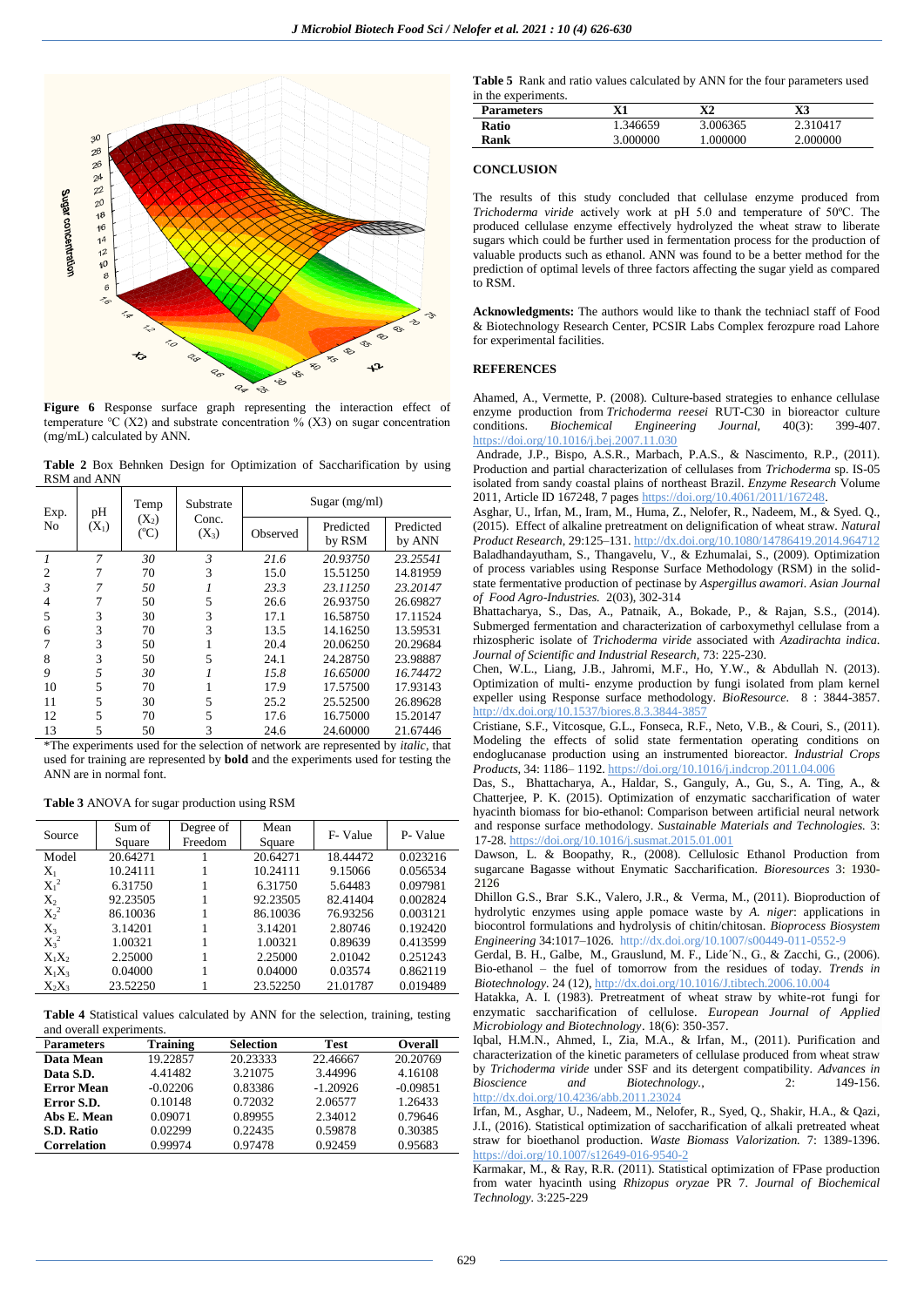Figure 6 Response surface graph representing the interaction effect of temperature °C (X2) and substrate concentration % (X3) on sugar concentration (mg/mL) calculated by ANN.

**Table 2** Box Behnken Design for Optimization of Saccharification by using RSM and ANN

| Exp. No | pH ($X_1$) | Temp ($X_2$) (°C) | Substrate Conc. ($X_3$) | Sugar (mg/ml) | | |
|---|---|---|---|---|---|---|
| | | | | Observed | Predicted by RSM | Predicted by ANN |
| *1* | *7* | *30* | *3* | *21.6* | *20.93750* | *23.25541* |
| 2 | 7 | 70 | 3 | 15.0 | 15.51250 | 14.81959 |
| *3* | *7* | *50* | *1* | *23.3* | *23.11250* | *23.20147* |
| 4 | 7 | 50 | 5 | 26.6 | 26.93750 | 26.69827 |
| 5 | 3 | 30 | 3 | 17.1 | 16.58750 | 17.11524 |
| 6 | 3 | 70 | 3 | 13.5 | 14.16250 | 13.59531 |
| 7 | 3 | 50 | 1 | 20.4 | 20.06250 | 20.29684 |
| 8 | 3 | 50 | 5 | 24.1 | 24.28750 | 23.98887 |
| *9* | *5* | *30* | *1* | *15.8* | *16.65000* | *16.74472* |
| 10 | 5 | 70 | 1 | 17.9 | 17.57500 | 17.93143 |
| 11 | 5 | 30 | 5 | 25.2 | 25.52500 | 26.89628 |
| 12 | 5 | 70 | 5 | 17.6 | 16.75000 | 15.20147 |
| 13 | 5 | 50 | 3 | 24.6 | 24.60000 | 21.67446 |

*The experiments used for the selection of network are represented by *italic*, that used for training are represented by **bold** and the experiments used for testing the ANN are in normal font.

**Table 3** ANOVA for sugar production using RSM

| Source | Sum of Square | Degree of Freedom | Mean Square | F- Value | P- Value |
|---|---|---|---|---|---|
| Model | 20.64271 | 1 | 20.64271 | 18.44472 | 0.023216 |
| $X_1$ | 10.24111 | 1 | 10.24111 | 9.15066 | 0.056534 |
| $X_1^2$ | 6.31750 | 1 | 6.31750 | 5.64483 | 0.097981 |
| $X_2$ | 92.23505 | 1 | 92.23505 | 82.41404 | 0.002824 |
| $X_2^2$ | 86.10036 | 1 | 86.10036 | 76.93256 | 0.003121 |
| $X_3$ | 3.14201 | 1 | 3.14201 | 2.80746 | 0.192420 |
| $X_3^2$ | 1.00321 | 1 | 1.00321 | 0.89639 | 0.413599 |
| $X_1X_2$ | 2.25000 | 1 | 2.25000 | 2.01042 | 0.251243 |
| $X_1X_3$ | 0.04000 | 1 | 0.04000 | 0.03574 | 0.862119 |
| $X_2X_3$ | 23.52250 | 1 | 23.52250 | 21.01787 | 0.019489 |

**Table 4** Statistical values calculated by ANN for the selection, training, testing and overall experiments.

| Parameters | Training | Selection | Test | Overall |
|---|---|---|---|---|
| **Data Mean** | 19.22857 | 20.23333 | 22.46667 | 20.20769 |
| **Data S.D.** | 4.41482 | 3.21075 | 3.44996 | 4.16108 |
| **Error Mean** | -0.02206 | 0.83386 | -1.20926 | -0.09851 |
| **Error S.D.** | 0.10148 | 0.72032 | 2.06577 | 1.26433 |
| **Abs E. Mean** | 0.09071 | 0.89955 | 2.34012 | 0.79646 |
| **S.D. Ratio** | 0.02299 | 0.22435 | 0.59878 | 0.30385 |
| **Correlation** | 0.99974 | 0.97478 | 0.92459 | 0.95683 |

**Table 5** Rank and ratio values calculated by ANN for the four parameters used in the experiments.

| Parameters | X1 | X2 | X3 |
|---|---|---|---|
| **Ratio** | 1.346659 | 3.006365 | 2.310417 |
| **Rank** | 3.000000 | 1.000000 | 2.000000 |

## CONCLUSION

The results of this study concluded that cellulase enzyme produced from *Trichoderma viride* actively work at pH 5.0 and temperature of 50ºC. The produced cellulase enzyme effectively hydrolyzed the wheat straw to liberate sugars which could be further used in fermentation process for the production of valuable products such as ethanol. ANN was found to be a better method for the prediction of optimal levels of three factors affecting the sugar yield as compared to RSM.

**Acknowledgments:** The authors would like to thank the techniacl staff of Food & Biotechnology Research Center, PCSIR Labs Complex ferozpure road Lahore for experimental facilities.

## REFERENCES

Ahamed, A., Vermette, P. (2008). Culture-based strategies to enhance cellulase enzyme production from *Trichoderma reesei* RUT-C30 in bioreactor culture conditions. *Biochemical Engineering Journal,* 40(3): 399-407. https://doi.org/10.1016/j.bej.2007.11.030

Andrade, J.P., Bispo, A.S.R., Marbach, P.A.S., & Nascimento, R.P., (2011). Production and partial characterization of cellulases from *Trichoderma* sp. IS-05 isolated from sandy coastal plains of northeast Brazil. *Enzyme Research* Volume 2011, Article ID 167248, 7 pages https://doi.org/10.4061/2011/167248.

Asghar, U., Irfan, M., Iram, M., Huma, Z., Nelofer, R., Nadeem, M., & Syed. Q., (2015). Effect of alkaline pretreatment on delignification of wheat straw. *Natural Product Research,* 29:125–131. http://dx.doi.org/10.1080/14786419.2014.964712

Baladhandayutham, S., Thangavelu, V., & Ezhumalai, S., (2009). Optimization of process variables using Response Surface Methodology (RSM) in the solid-state fermentative production of pectinase by *Aspergillus awamori*. *Asian Journal of Food Agro-Industries.* 2(03), 302-314

Bhattacharya, S., Das, A., Patnaik, A., Bokade, P., & Rajan, S.S., (2014). Submerged fermentation and characterization of carboxymethyl cellulase from a rhizospheric isolate of *Trichoderma viride* associated with *Azadirachta indica*. *Journal of Scientific and Industrial Research,* 73: 225-230.

Chen, W.L., Liang, J.B., Jahromi, M.F., Ho, Y.W., & Abdullah N. (2013). Optimization of multi- enzyme production by fungi isolated from plam kernel expeller using Response surface methodology. *BioResource.* 8 : 3844-3857. http://dx.doi.org/10.1537/biores.8.3.3844-3857

Cristiane, S.F., Vitcosque, G.L., Fonseca, R.F., Neto, V.B., & Couri, S., (2011). Modeling the effects of solid state fermentation operating conditions on endoglucanase production using an instrumented bioreactor. *Industrial Crops Products,* 34: 1186– 1192. https://doi.org/10.1016/j.indcrop.2011.04.006

Das, S., Bhattacharya, A., Haldar, S., Ganguly, A., Gu, S., A. Ting, A., & Chatterjee, P. K. (2015). Optimization of enzymatic saccharification of water hyacinth biomass for bio-ethanol: Comparison between artificial neural network and response surface methodology. *Sustainable Materials and Technologies.* 3: 17-28. https://doi.org/10.1016/j.susmat.2015.01.001

Dawson, L. & Boopathy, R., (2008). Cellulosic Ethanol Production from sugarcane Bagasse without Enymatic Saccharification. *Bioresources* 3: 1930-2126

Dhillon G.S., Brar S.K., Valero, J.R., & Verma, M., (2011). Bioproduction of hydrolytic enzymes using apple pomace waste by *A. niger*: applications in biocontrol formulations and hydrolysis of chitin/chitosan. *Bioprocess Biosystem Engineering* 34:1017–1026. http://dx.doi.org/10.1007/s00449-011-0552-9

Gerdal, B. H., Galbe, M., Grauslund, M. F., Lide´N., G., & Zacchi, G., (2006). Bio-ethanol – the fuel of tomorrow from the residues of today. *Trends in Biotechnology.* 24 (12), http://dx.doi.org/10.1016/J.tibtech.2006.10.004

Hatakka, A. I. (1983). Pretreatment of wheat straw by white-rot fungi for enzymatic saccharification of cellulose. *European Journal of Applied Microbiology and Biotechnology*. 18(6): 350-357.

Iqbal, H.M.N., Ahmed, I., Zia, M.A., & Irfan, M., (2011). Purification and characterization of the kinetic parameters of cellulase produced from wheat straw by *Trichoderma viride* under SSF and its detergent compatibility. *Advances in Bioscience and Biotechnology.,* 2: 149-156. http://dx.doi.org/10.4236/abb.2011.23024

Irfan, M., Asghar, U., Nadeem, M., Nelofer, R., Syed, Q., Shakir, H.A., & Qazi, J.I., (2016). Statistical optimization of saccharification of alkali pretreated wheat straw for bioethanol production. *Waste Biomass Valorization.* 7: 1389-1396. https://doi.org/10.1007/s12649-016-9540-2

Karmakar, M., & Ray, R.R. (2011). Statistical optimization of FPase production from water hyacinth using *Rhizopus oryzae* PR 7. *Journal of Biochemical Technology*. 3:225-229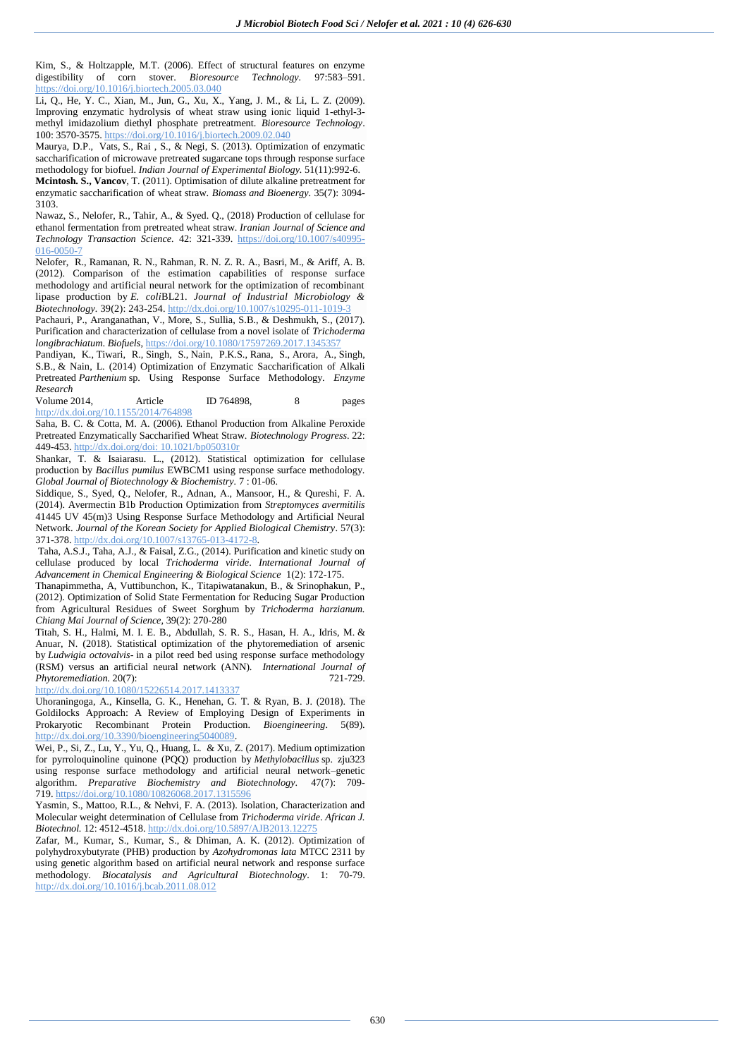Kim, S., & Holtzapple, M.T. (2006). Effect of structural features on enzyme digestibility of corn stover. *Bioresource Technology*. 97:583–591. https://doi.org/10.1016/j.biortech.2005.03.040

Li, Q., He, Y. C., Xian, M., Jun, G., Xu, X., Yang, J. M., & Li, L. Z. (2009). Improving enzymatic hydrolysis of wheat straw using ionic liquid 1-ethyl-3-methyl imidazolium diethyl phosphate pretreatment. *Bioresource Technology*. 100: 3570-3575. https://doi.org/10.1016/j.biortech.2009.02.040

Maurya, D.P., Vats, S., Rai , S., & Negi, S. (2013). Optimization of enzymatic saccharification of microwave pretreated sugarcane tops through response surface methodology for biofuel. *Indian Journal of Experimental Biology.* 51(11):992-6.

**Mcintosh. S., Vancov**, T. (2011). Optimisation of dilute alkaline pretreatment for enzymatic saccharification of wheat straw. *Biomass and Bioenergy*. 35(7): 3094-3103.

Nawaz, S., Nelofer, R., Tahir, A., & Syed. Q., (2018) Production of cellulase for ethanol fermentation from pretreated wheat straw. *Iranian Journal of Science and Technology Transaction Science.* 42: 321-339. https://doi.org/10.1007/s40995-016-0050-7

Nelofer, R., Ramanan, R. N., Rahman, R. N. Z. R. A., Basri, M., & Ariff, A. B. (2012). Comparison of the estimation capabilities of response surface methodology and artificial neural network for the optimization of recombinant lipase production by *E. coli*BL21. *Journal of Industrial Microbiology & Biotechnology*. 39(2): 243-254. http://dx.doi.org/10.1007/s10295-011-1019-3

Pachauri, P., Aranganathan, V., More, S., Sullia, S.B., & Deshmukh, S., (2017). Purification and characterization of cellulase from a novel isolate of *Trichoderma longibrachiatum*. *Biofuels*, https://doi.org/10.1080/17597269.2017.1345357

Pandiyan, K., Tiwari, R., Singh, S., Nain, P.K.S., Rana, S., Arora, A., Singh, S.B., & Nain, L. (2014) Optimization of Enzymatic Saccharification of Alkali Pretreated *Parthenium* sp. Using Response Surface Methodology. *Enzyme Research* Volume 2014, Article ID 764898, 8 pages http://dx.doi.org/10.1155/2014/764898

Saha, B. C. & Cotta, M. A. (2006). Ethanol Production from Alkaline Peroxide Pretreated Enzymatically Saccharified Wheat Straw. *Biotechnology Progress*. 22: 449-453. http://dx.doi.org/doi: 10.1021/bp050310r

Shankar, T. & Isaiarasu. L., (2012). Statistical optimization for cellulase production by *Bacillus pumilus* EWBCM1 using response surface methodology. *Global Journal of Biotechnology & Biochemistry*. 7 : 01-06.

Siddique, S., Syed, Q., Nelofer, R., Adnan, A., Mansoor, H., & Qureshi, F. A. (2014). Avermectin B1b Production Optimization from *Streptomyces avermitilis* 41445 UV 45(m)3 Using Response Surface Methodology and Artificial Neural Network. *Journal of the Korean Society for Applied Biological Chemistry*. 57(3): 371-378. http://dx.doi.org/10.1007/s13765-013-4172-8.

Taha, A.S.J., Taha, A.J., & Faisal, Z.G., (2014). Purification and kinetic study on cellulase produced by local *Trichoderma viride*. *International Journal of Advancement in Chemical Engineering & Biological Science* 1(2): 172-175.

Thanapimmetha, A, Vuttibunchon, K., Titapiwatanakun, B., & Srinophakun, P., (2012). Optimization of Solid State Fermentation for Reducing Sugar Production from Agricultural Residues of Sweet Sorghum by *Trichoderma harzianum. Chiang Mai Journal of Science*, 39(2): 270-280

Titah, S. H., Halmi, M. I. E. B., Abdullah, S. R. S., Hasan, H. A., Idris, M. & Anuar, N. (2018). Statistical optimization of the phytoremediation of arsenic by *Ludwigia octovalvis*- in a pilot reed bed using response surface methodology (RSM) versus an artificial neural network (ANN). *International Journal of Phytoremediation.* 20(7): 721-729. http://dx.doi.org/10.1080/15226514.2017.1413337

Uhoraningoga, A., Kinsella, G. K., Henehan, G. T. & Ryan, B. J. (2018). The Goldilocks Approach: A Review of Employing Design of Experiments in Prokaryotic Recombinant Protein Production. *Bioengineering*. 5(89). http://dx.doi.org/10.3390/bioengineering5040089.

Wei, P., Si, Z., Lu, Y., Yu, Q., Huang, L. & Xu, Z. (2017). Medium optimization for pyrroloquinoline quinone (PQQ) production by *Methylobacillus* sp. zju323 using response surface methodology and artificial neural network–genetic algorithm. *Preparative Biochemistry and Biotechnology*. 47(7): 709-719. https://doi.org/10.1080/10826068.2017.1315596

Yasmin, S., Mattoo, R.L., & Nehvi, F. A. (2013). Isolation, Characterization and Molecular weight determination of Cellulase from *Trichoderma viride*. *African J. Biotechnol.* 12: 4512-4518. http://dx.doi.org/10.5897/AJB2013.12275

Zafar, M., Kumar, S., Kumar, S., & Dhiman, A. K. (2012). Optimization of polyhydroxybutyrate (PHB) production by *Azohydromonas lata* MTCC 2311 by using genetic algorithm based on artificial neural network and response surface methodology. *Biocatalysis and Agricultural Biotechnology*. 1: 70-79. http://dx.doi.org/10.1016/j.bcab.2011.08.012